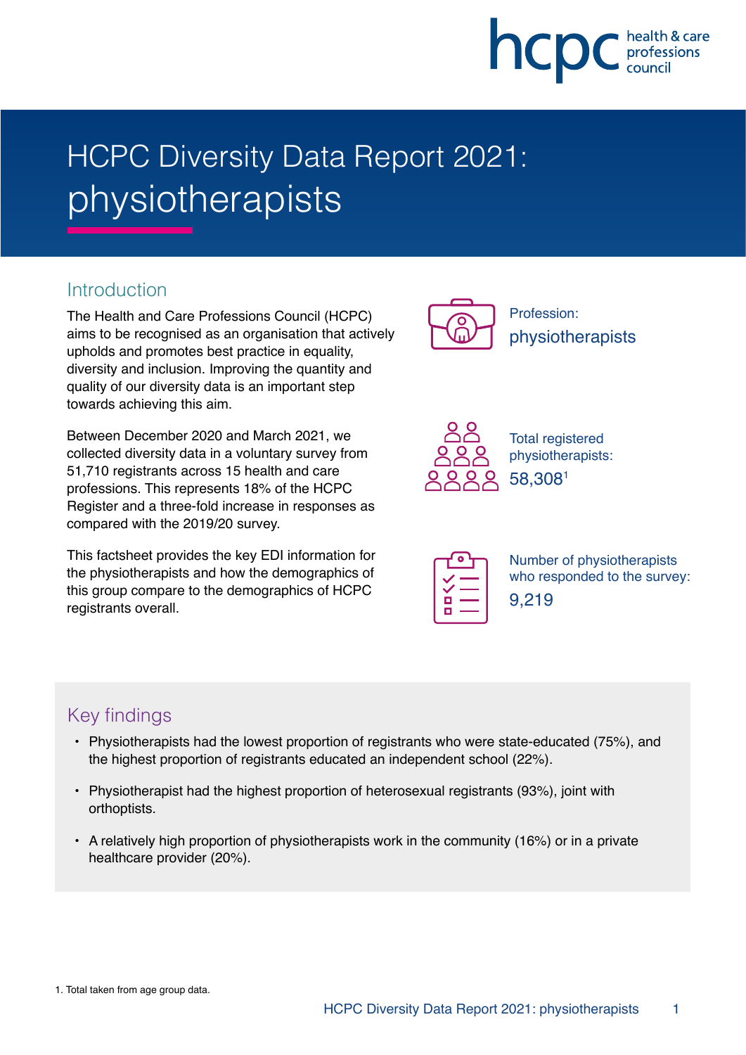# HCPC Diversity Data Report 2021: physiotherapists

## Introduction

The Health and Care Professions Council (HCPC) aims to be recognised as an organisation that actively upholds and promotes best practice in equality, diversity and inclusion. Improving the quantity and quality of our diversity data is an important step towards achieving this aim.

Between December 2020 and March 2021, we collected diversity data in a voluntary survey from 51,710 registrants across 15 health and care professions. This represents 18% of the HCPC Register and a three-fold increase in responses as compared with the 2019/20 survey.

This factsheet provides the key EDI information for the physiotherapists and how the demographics of this group compare to the demographics of HCPC registrants overall.

Profession:
physiotherapists

Total registered physiotherapists:
58,308[1]

Number of physiotherapists who responded to the survey:
9,219

## Key findings

- Physiotherapists had the lowest proportion of registrants who were state-educated (75%), and the highest proportion of registrants educated an independent school (22%).
- Physiotherapist had the highest proportion of heterosexual registrants (93%), joint with orthoptists.
- A relatively high proportion of physiotherapists work in the community (16%) or in a private healthcare provider (20%).

1. Total taken from age group data.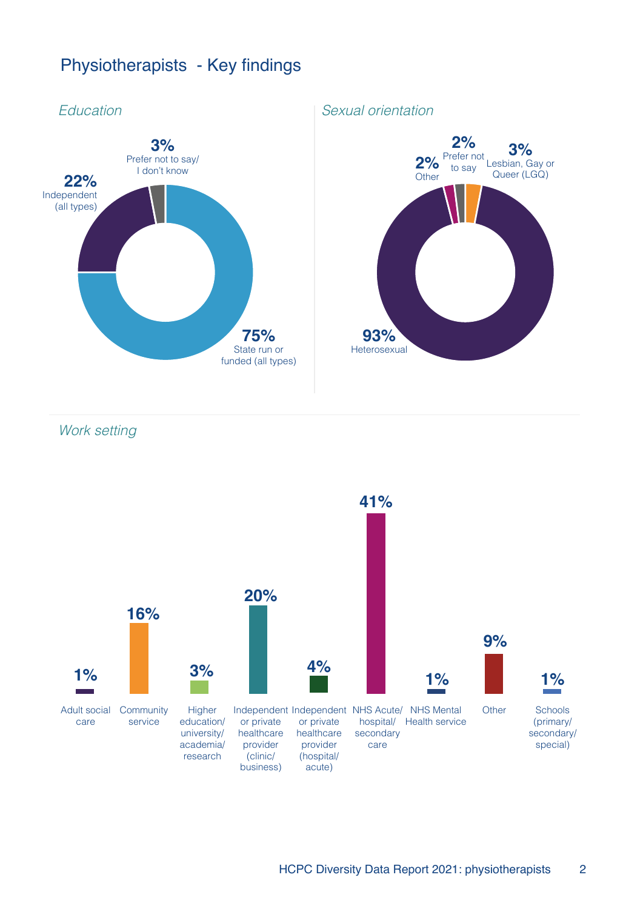# Physiotherapists - Key findings

*Education*

| Category | Percentage |
| --- | --- |
| State run or funded (all types) | 75% |
| Independent (all types) | 22% |
| Prefer not to say/ I don't know | 3% |

*Sexual orientation*

| Category | Percentage |
| --- | --- |
| Heterosexual | 93% |
| Lesbian, Gay or Queer (LGQ) | 3% |
| Prefer not to say | 2% |
| Other | 2% |

*Work setting*

| Work setting | Percentage |
| --- | --- |
| Adult social care | 1% |
| Community service | 16% |
| Higher education/ university/ academia/ research | 3% |
| Independent or private healthcare provider (clinic/ business) | 20% |
| Independent or private healthcare provider (hospital/ acute) | 4% |
| NHS Acute/ hospital/ secondary care | 41% |
| NHS Mental Health service | 1% |
| Other | 9% |
| Schools (primary/ secondary/ special) | 1% |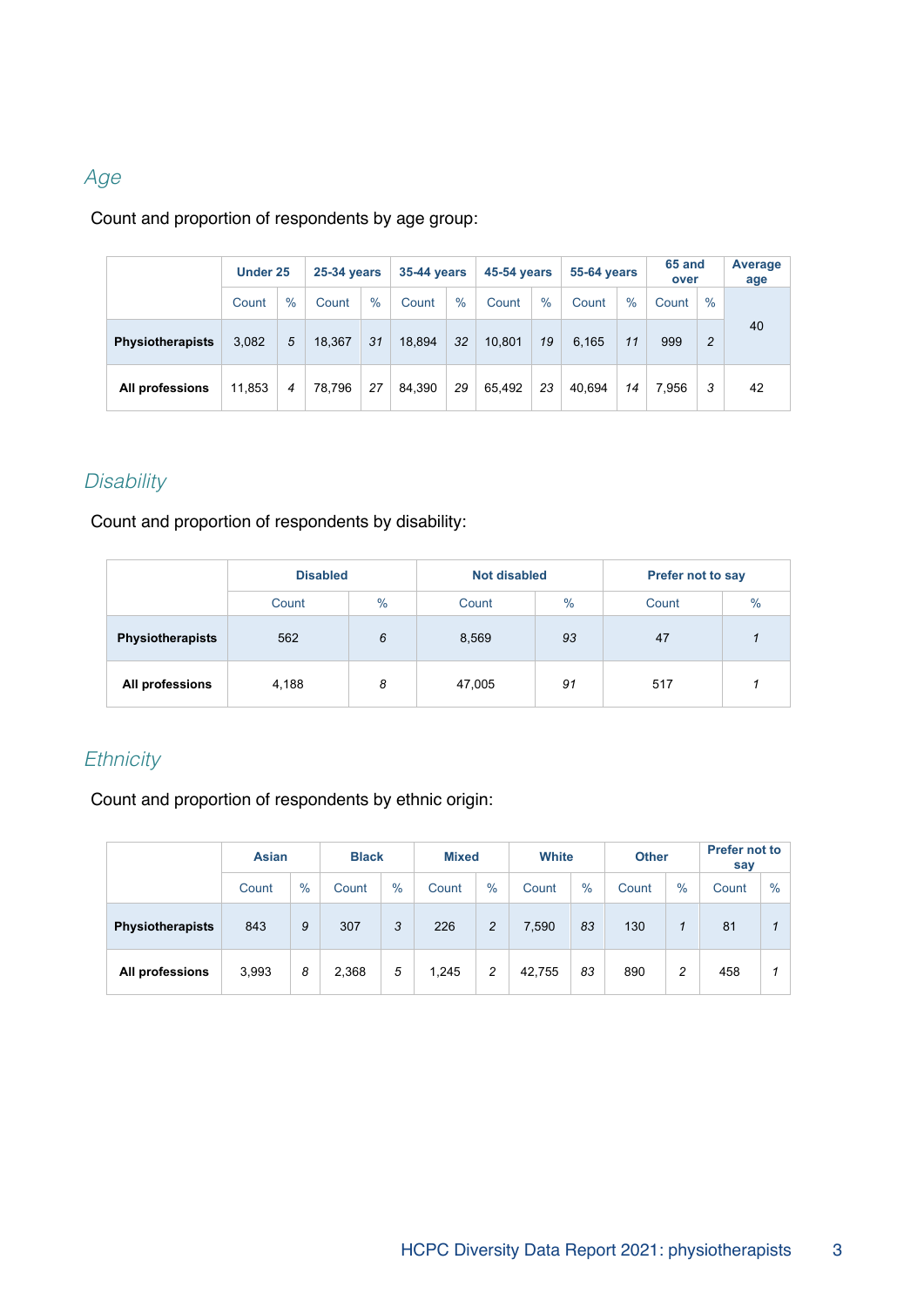## *Age*

Count and proportion of respondents by age group:

| | Under 25 | | 25-34 years | | 35-44 years | | 45-54 years | | 55-64 years | | 65 and over | | Average age |
|---|---|---|---|---|---|---|---|---|---|---|---|---|---|
| | Count | % | Count | % | Count | % | Count | % | Count | % | Count | % | |
| **Physiotherapists** | 3,082 | *5* | 18,367 | *31* | 18,894 | *32* | 10,801 | *19* | 6,165 | *11* | 999 | *2* | 40 |
| **All professions** | 11,853 | *4* | 78,796 | *27* | 84,390 | *29* | 65,492 | *23* | 40,694 | *14* | 7,956 | *3* | 42 |

## *Disability*

Count and proportion of respondents by disability:

| | Disabled | | Not disabled | | Prefer not to say | |
|---|---|---|---|---|---|---|
| | Count | % | Count | % | Count | % |
| **Physiotherapists** | 562 | *6* | 8,569 | *93* | 47 | *1* |
| **All professions** | 4,188 | *8* | 47,005 | *91* | 517 | *1* |

## *Ethnicity*

Count and proportion of respondents by ethnic origin:

| | Asian | | Black | | Mixed | | White | | Other | | Prefer not to say | |
|---|---|---|---|---|---|---|---|---|---|---|---|---|
| | Count | % | Count | % | Count | % | Count | % | Count | % | Count | % |
| **Physiotherapists** | 843 | *9* | 307 | *3* | 226 | *2* | 7,590 | *83* | 130 | *1* | 81 | *1* |
| **All professions** | 3,993 | *8* | 2,368 | *5* | 1,245 | *2* | 42,755 | *83* | 890 | *2* | 458 | *1* |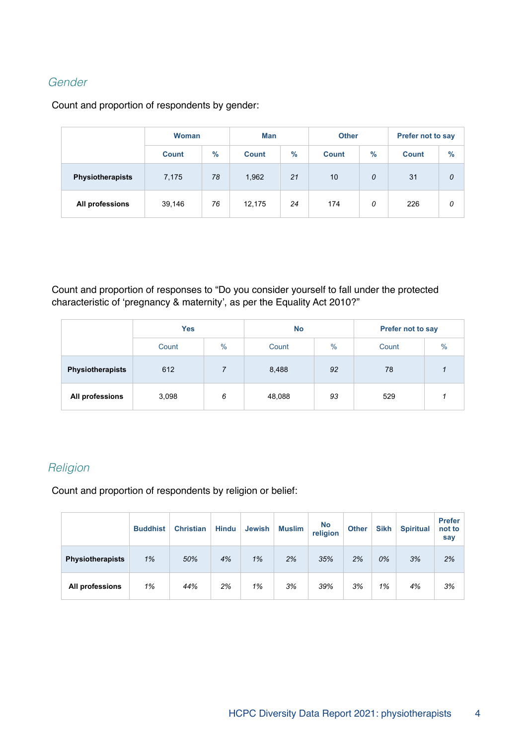## Gender

Count and proportion of respondents by gender:

| | Woman | | Man | | Other | | Prefer not to say | |
|---|---|---|---|---|---|---|---|---|
| | Count | % | Count | % | Count | % | Count | % |
| **Physiotherapists** | 7,175 | *78* | 1,962 | *21* | 10 | *0* | 31 | *0* |
| **All professions** | 39,146 | *76* | 12,175 | *24* | 174 | *0* | 226 | *0* |

Count and proportion of responses to "Do you consider yourself to fall under the protected characteristic of 'pregnancy & maternity', as per the Equality Act 2010?"

| | Yes | | No | | Prefer not to say | |
|---|---|---|---|---|---|---|
| | Count | % | Count | % | Count | % |
| **Physiotherapists** | 612 | *7* | 8,488 | *92* | 78 | *1* |
| **All professions** | 3,098 | *6* | 48,088 | *93* | 529 | *1* |

## Religion

Count and proportion of respondents by religion or belief:

| | Buddhist | Christian | Hindu | Jewish | Muslim | No religion | Other | Sikh | Spiritual | Prefer not to say |
|---|---|---|---|---|---|---|---|---|---|---|
| **Physiotherapists** | *1%* | *50%* | *4%* | *1%* | *2%* | *35%* | *2%* | *0%* | *3%* | *2%* |
| **All professions** | *1%* | *44%* | *2%* | *1%* | *3%* | *39%* | *3%* | *1%* | *4%* | *3%* |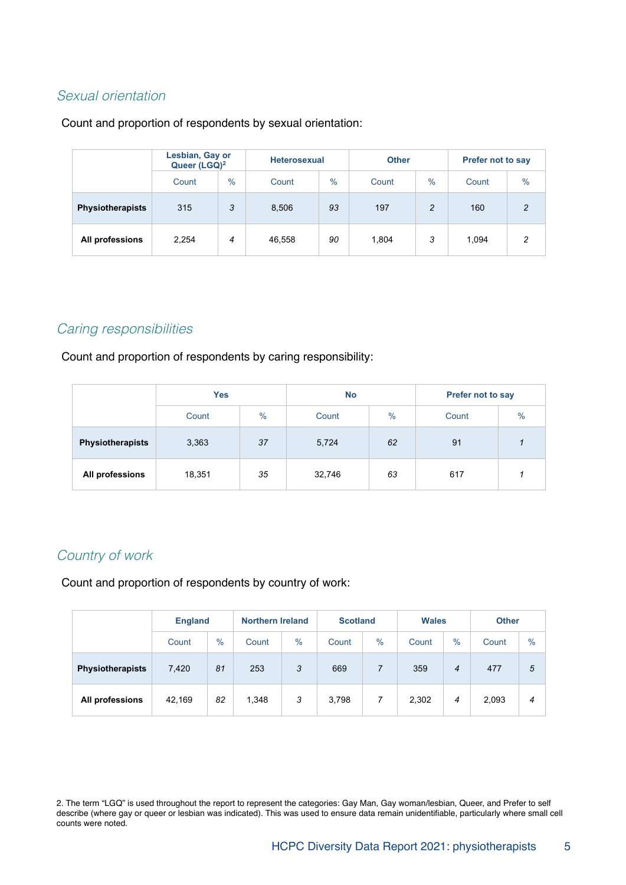### *Sexual orientation*

Count and proportion of respondents by sexual orientation:

| | Lesbian, Gay or Queer (LGQ)[2] | | Heterosexual | | Other | | Prefer not to say | |
|---|---|---|---|---|---|---|---|---|
| | Count | % | Count | % | Count | % | Count | % |
| **Physiotherapists** | 315 | *3* | 8,506 | *93* | 197 | *2* | 160 | *2* |
| **All professions** | 2,254 | *4* | 46,558 | *90* | 1,804 | *3* | 1,094 | *2* |

### *Caring responsibilities*

Count and proportion of respondents by caring responsibility:

| | Yes | | No | | Prefer not to say | |
|---|---|---|---|---|---|---|
| | Count | % | Count | % | Count | % |
| **Physiotherapists** | 3,363 | *37* | 5,724 | *62* | 91 | *1* |
| **All professions** | 18,351 | *35* | 32,746 | *63* | 617 | *1* |

### *Country of work*

Count and proportion of respondents by country of work:

| | England | | Northern Ireland | | Scotland | | Wales | | Other | |
|---|---|---|---|---|---|---|---|---|---|---|
| | Count | % | Count | % | Count | % | Count | % | Count | % |
| **Physiotherapists** | 7,420 | *81* | 253 | *3* | 669 | *7* | 359 | *4* | 477 | *5* |
| **All professions** | 42,169 | *82* | 1,348 | *3* | 3,798 | *7* | 2,302 | *4* | 2,093 | *4* |

2. The term "LGQ" is used throughout the report to represent the categories: Gay Man, Gay woman/lesbian, Queer, and Prefer to self describe (where gay or queer or lesbian was indicated). This was used to ensure data remain unidentifiable, particularly where small cell counts were noted.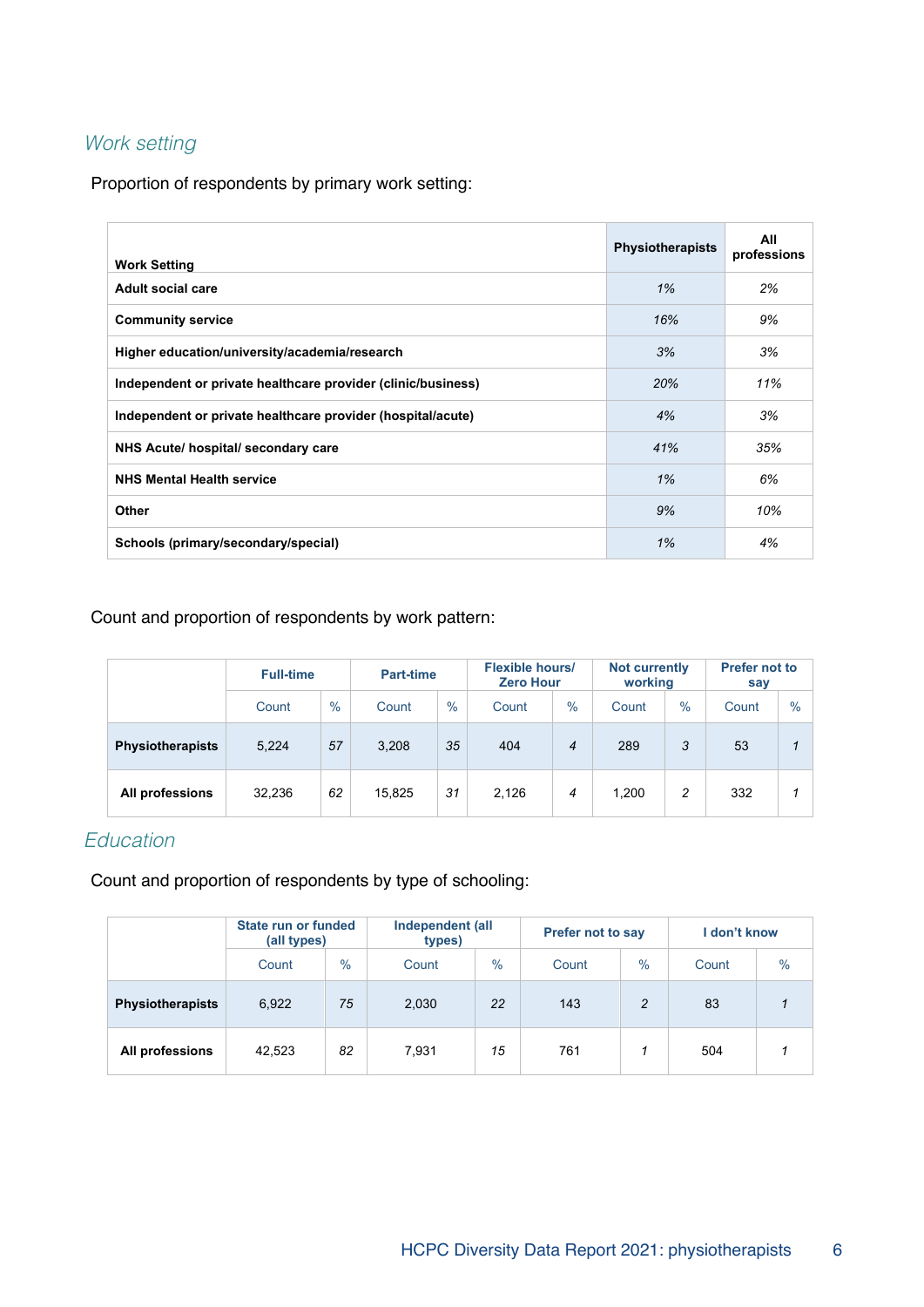## *Work setting*

Proportion of respondents by primary work setting:

| Work Setting | Physiotherapists | All professions |
|---|---|---|
| Adult social care | *1%* | *2%* |
| Community service | *16%* | *9%* |
| Higher education/university/academia/research | *3%* | *3%* |
| Independent or private healthcare provider (clinic/business) | *20%* | *11%* |
| Independent or private healthcare provider (hospital/acute) | *4%* | *3%* |
| NHS Acute/ hospital/ secondary care | *41%* | *35%* |
| NHS Mental Health service | *1%* | *6%* |
| Other | *9%* | *10%* |
| Schools (primary/secondary/special) | *1%* | *4%* |

Count and proportion of respondents by work pattern:

| | Full-time | | Part-time | | Flexible hours/ Zero Hour | | Not currently working | | Prefer not to say | |
|---|---|---|---|---|---|---|---|---|---|---|
| | Count | % | Count | % | Count | % | Count | % | Count | % |
| **Physiotherapists** | 5,224 | *57* | 3,208 | *35* | 404 | *4* | 289 | *3* | 53 | *1* |
| **All professions** | 32,236 | *62* | 15,825 | *31* | 2,126 | *4* | 1,200 | *2* | 332 | *1* |

## *Education*

Count and proportion of respondents by type of schooling:

| | State run or funded (all types) | | Independent (all types) | | Prefer not to say | | I don't know | |
|---|---|---|---|---|---|---|---|---|
| | Count | % | Count | % | Count | % | Count | % |
| **Physiotherapists** | 6,922 | *75* | 2,030 | *22* | 143 | *2* | 83 | *1* |
| **All professions** | 42,523 | *82* | 7,931 | *15* | 761 | *1* | 504 | *1* |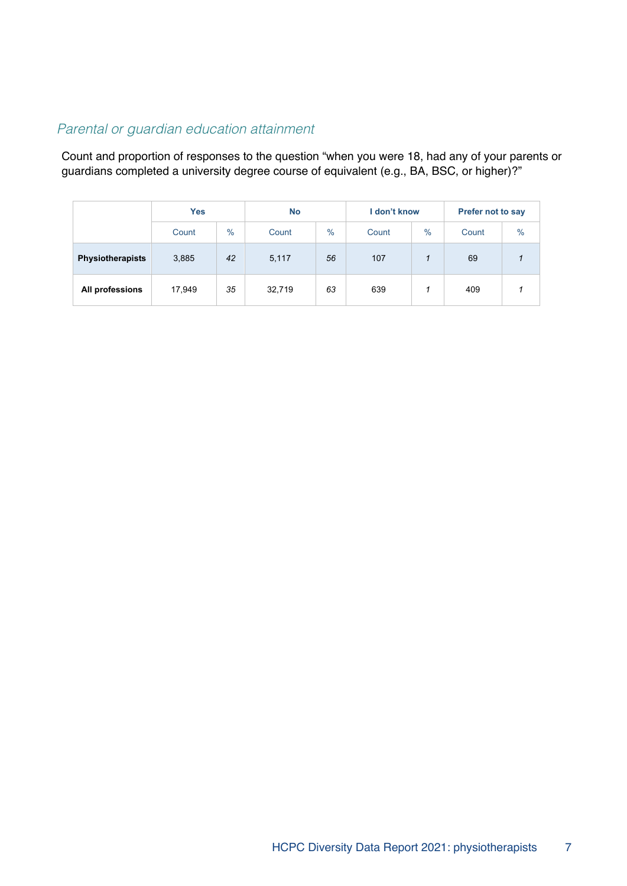### *Parental or guardian education attainment*

Count and proportion of responses to the question “when you were 18, had any of your parents or guardians completed a university degree course of equivalent (e.g., BA, BSC, or higher)?”

| | Yes | | No | | I don’t know | | Prefer not to say | |
|---|---|---|---|---|---|---|---|---|
| | Count | % | Count | % | Count | % | Count | % |
| **Physiotherapists** | 3,885 | *42* | 5,117 | *56* | 107 | *1* | 69 | *1* |
| **All professions** | 17,949 | *35* | 32,719 | *63* | 639 | *1* | 409 | *1* |